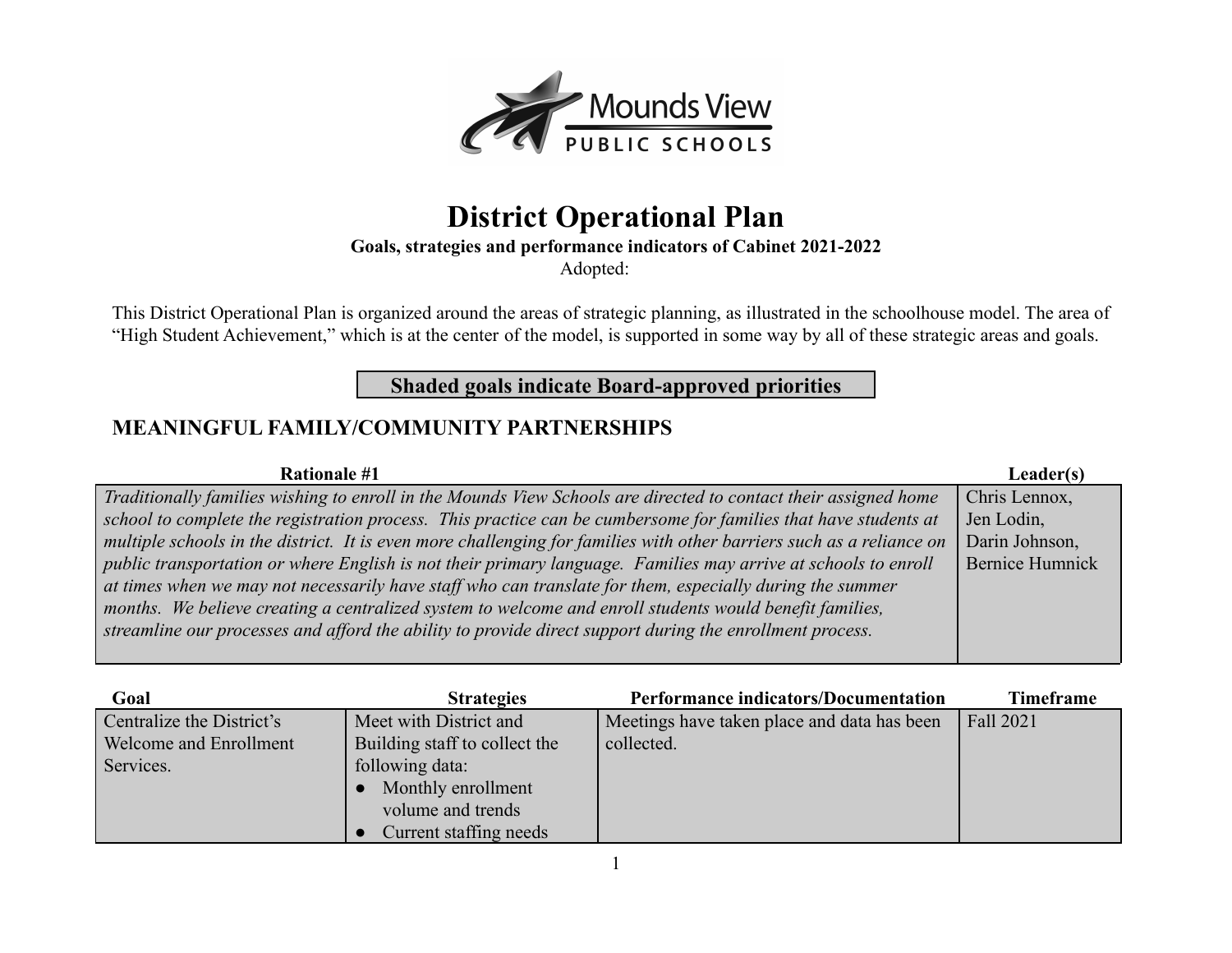# District Operational Plan

**Goals, strategies and performance indicators of Cabinet 2021-2022**

Adopted:

This District Operational Plan is organized around the areas of strategic planning, as illustrated in the schoolhouse model. The area of "High Student Achievement," which is at the center of the model, is supported in some way by all of these strategic areas and goals.

**Shaded goals indicate Board-approved priorities**

## MEANINGFUL FAMILY/COMMUNITY PARTNERSHIPS

| Rationale #1 | Leader(s) |
|---|---|
| *Traditionally families wishing to enroll in the Mounds View Schools are directed to contact their assigned home school to complete the registration process. This practice can be cumbersome for families that have students at multiple schools in the district. It is even more challenging for families with other barriers such as a reliance on public transportation or where English is not their primary language. Families may arrive at schools to enroll at times when we may not necessarily have staff who can translate for them, especially during the summer months. We believe creating a centralized system to welcome and enroll students would benefit families, streamline our processes and afford the ability to provide direct support during the enrollment process.* | Chris Lennox, Jen Lodin, Darin Johnson, Bernice Humnick |

| Goal | Strategies | Performance indicators/Documentation | Timeframe |
|---|---|---|---|
| Centralize the District's Welcome and Enrollment Services. | Meet with District and Building staff to collect the following data:<br>• Monthly enrollment volume and trends<br>• Current staffing needs | Meetings have taken place and data has been collected. | Fall 2021 |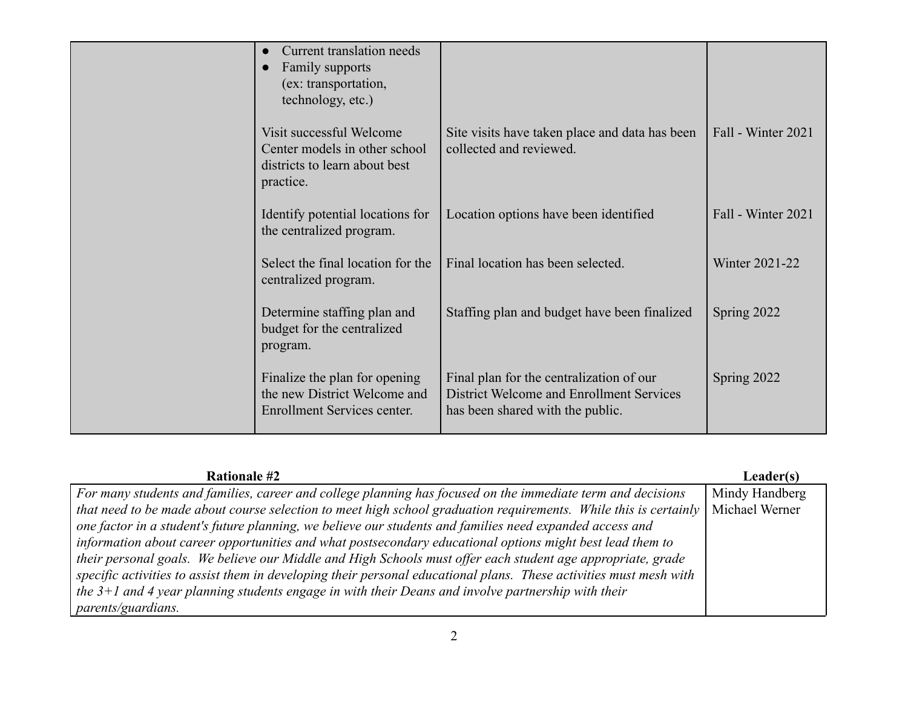| | | | |
|---|---|---|---|
| | • Current translation needs<br>• Family supports (ex: transportation, technology, etc.) | | |
| | Visit successful Welcome Center models in other school districts to learn about best practice. | Site visits have taken place and data has been collected and reviewed. | Fall - Winter 2021 |
| | Identify potential locations for the centralized program. | Location options have been identified | Fall - Winter 2021 |
| | Select the final location for the centralized program. | Final location has been selected. | Winter 2021-22 |
| | Determine staffing plan and budget for the centralized program. | Staffing plan and budget have been finalized | Spring 2022 |
| | Finalize the plan for opening the new District Welcome and Enrollment Services center. | Final plan for the centralization of our District Welcome and Enrollment Services has been shared with the public. | Spring 2022 |

| Rationale #2 | Leader(s) |
|---|---|
| *For many students and families, career and college planning has focused on the immediate term and decisions that need to be made about course selection to meet high school graduation requirements. While this is certainly one factor in a student's future planning, we believe our students and families need expanded access and information about career opportunities and what postsecondary educational options might best lead them to their personal goals. We believe our Middle and High Schools must offer each student age appropriate, grade specific activities to assist them in developing their personal educational plans. These activities must mesh with the 3+1 and 4 year planning students engage in with their Deans and involve partnership with their parents/guardians.* | Mindy Handberg<br>Michael Werner |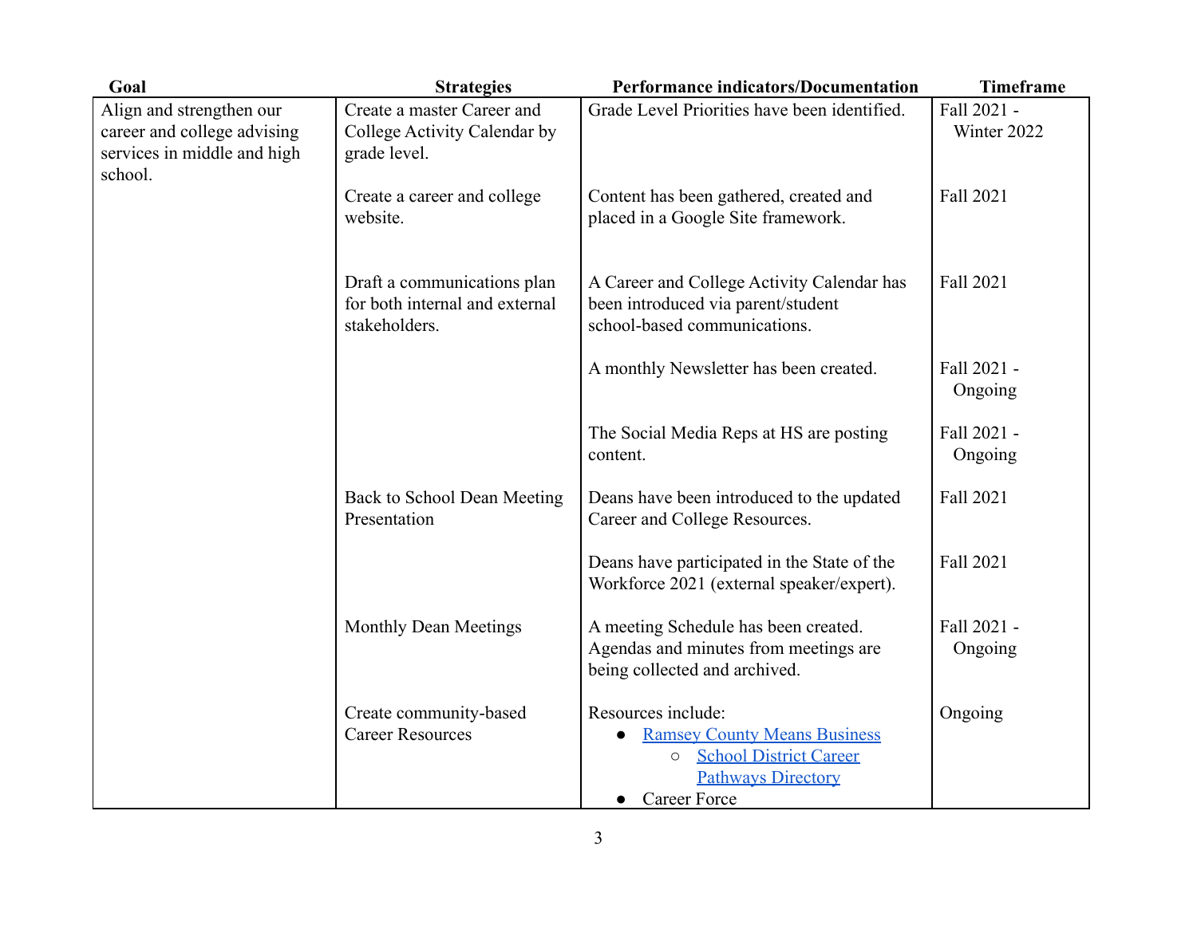| Goal | Strategies | Performance indicators/Documentation | Timeframe |
|---|---|---|---|
| Align and strengthen our career and college advising services in middle and high school. | Create a master Career and College Activity Calendar by grade level. | Grade Level Priorities have been identified. | Fall 2021 - Winter 2022 |
| | Create a career and college website. | Content has been gathered, created and placed in a Google Site framework. | Fall 2021 |
| | Draft a communications plan for both internal and external stakeholders. | A Career and College Activity Calendar has been introduced via parent/student school-based communications. | Fall 2021 |
| | | A monthly Newsletter has been created. | Fall 2021 - Ongoing |
| | | The Social Media Reps at HS are posting content. | Fall 2021 - Ongoing |
| | Back to School Dean Meeting Presentation | Deans have been introduced to the updated Career and College Resources. | Fall 2021 |
| | | Deans have participated in the State of the Workforce 2021 (external speaker/expert). | Fall 2021 |
| | Monthly Dean Meetings | A meeting Schedule has been created. Agendas and minutes from meetings are being collected and archived. | Fall 2021 - Ongoing |
| | Create community-based Career Resources | Resources include: <br>• Ramsey County Means Business <br>&nbsp;&nbsp;&nbsp;&nbsp;○ School District Career Pathways Directory <br>• Career Force | Ongoing |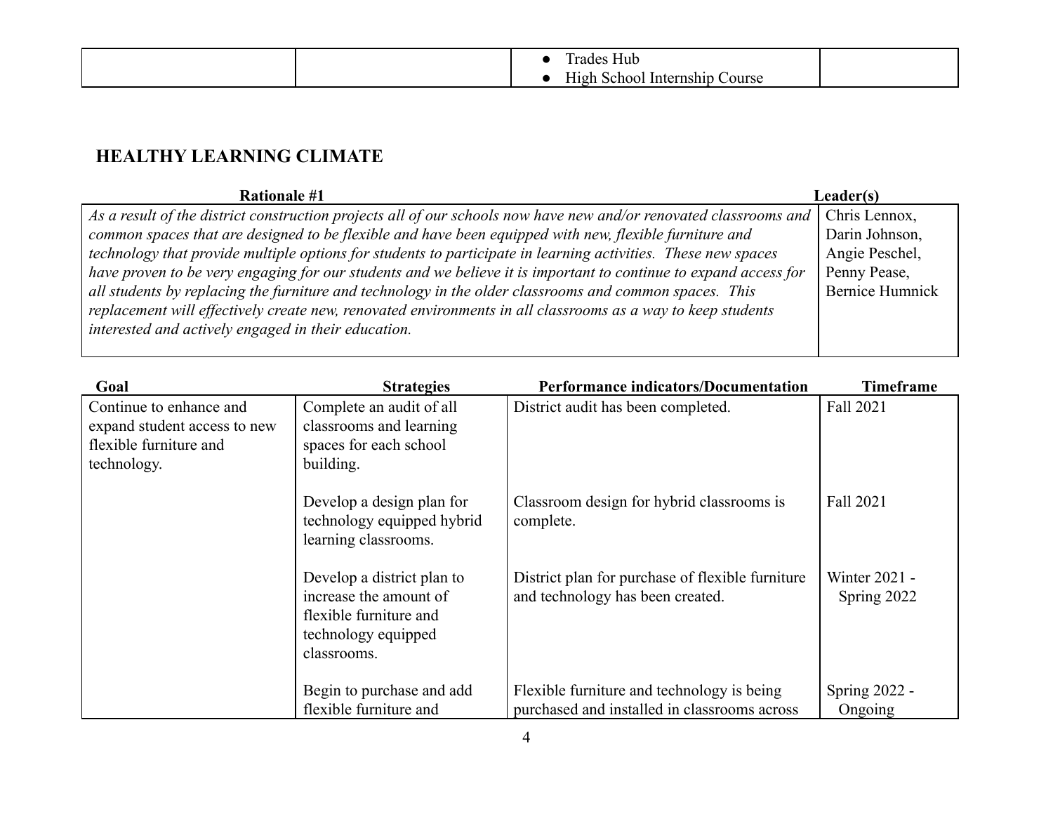| | | • Trades Hub<br>• High School Internship Course | |
|---|---|---|---|

## HEALTHY LEARNING CLIMATE

| Rationale #1 | Leader(s) |
|---|---|
| *As a result of the district construction projects all of our schools now have new and/or renovated classrooms and common spaces that are designed to be flexible and have been equipped with new, flexible furniture and technology that provide multiple options for students to participate in learning activities. These new spaces have proven to be very engaging for our students and we believe it is important to continue to expand access for all students by replacing the furniture and technology in the older classrooms and common spaces. This replacement will effectively create new, renovated environments in all classrooms as a way to keep students interested and actively engaged in their education.* | Chris Lennox, Darin Johnson, Angie Peschel, Penny Pease, Bernice Humnick |

| Goal | Strategies | Performance indicators/Documentation | Timeframe |
|---|---|---|---|
| Continue to enhance and expand student access to new flexible furniture and technology. | Complete an audit of all classrooms and learning spaces for each school building. | District audit has been completed. | Fall 2021 |
| | Develop a design plan for technology equipped hybrid learning classrooms. | Classroom design for hybrid classrooms is complete. | Fall 2021 |
| | Develop a district plan to increase the amount of flexible furniture and technology equipped classrooms. | District plan for purchase of flexible furniture and technology has been created. | Winter 2021 - Spring 2022 |
| | Begin to purchase and add flexible furniture and | Flexible furniture and technology is being purchased and installed in classrooms across | Spring 2022 - Ongoing |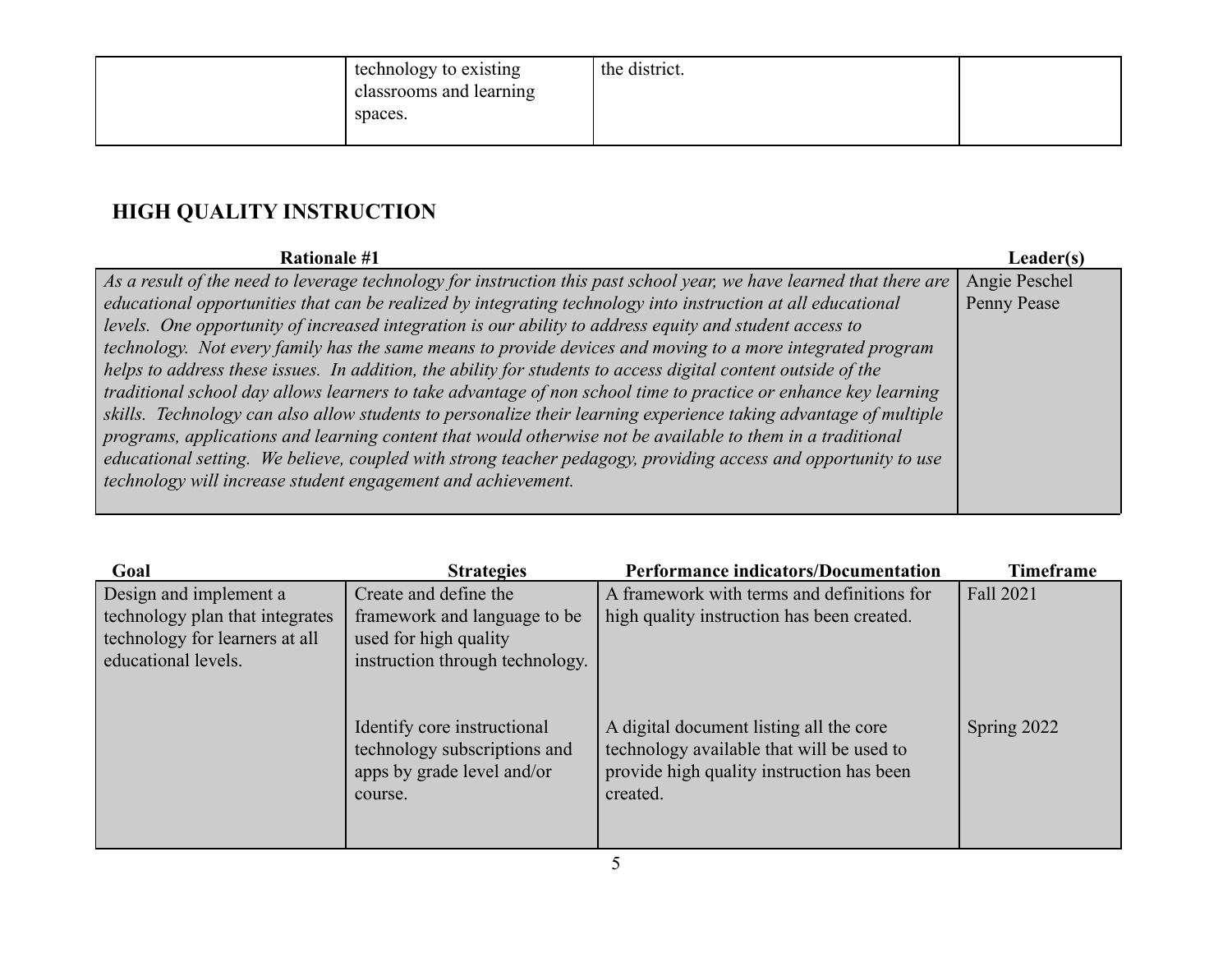| | technology to existing classrooms and learning spaces. | the district. | |
|---|---|---|---|

## HIGH QUALITY INSTRUCTION

| Rationale #1 | Leader(s) |
|---|---|
| *As a result of the need to leverage technology for instruction this past school year, we have learned that there are educational opportunities that can be realized by integrating technology into instruction at all educational levels. One opportunity of increased integration is our ability to address equity and student access to technology. Not every family has the same means to provide devices and moving to a more integrated program helps to address these issues. In addition, the ability for students to access digital content outside of the traditional school day allows learners to take advantage of non school time to practice or enhance key learning skills. Technology can also allow students to personalize their learning experience taking advantage of multiple programs, applications and learning content that would otherwise not be available to them in a traditional educational setting. We believe, coupled with strong teacher pedagogy, providing access and opportunity to use technology will increase student engagement and achievement.* | Angie Peschel<br>Penny Pease |

| Goal | Strategies | Performance indicators/Documentation | Timeframe |
|---|---|---|---|
| Design and implement a technology plan that integrates technology for learners at all educational levels. | Create and define the framework and language to be used for high quality instruction through technology. | A framework with terms and definitions for high quality instruction has been created. | Fall 2021 |
| | Identify core instructional technology subscriptions and apps by grade level and/or course. | A digital document listing all the core technology available that will be used to provide high quality instruction has been created. | Spring 2022 |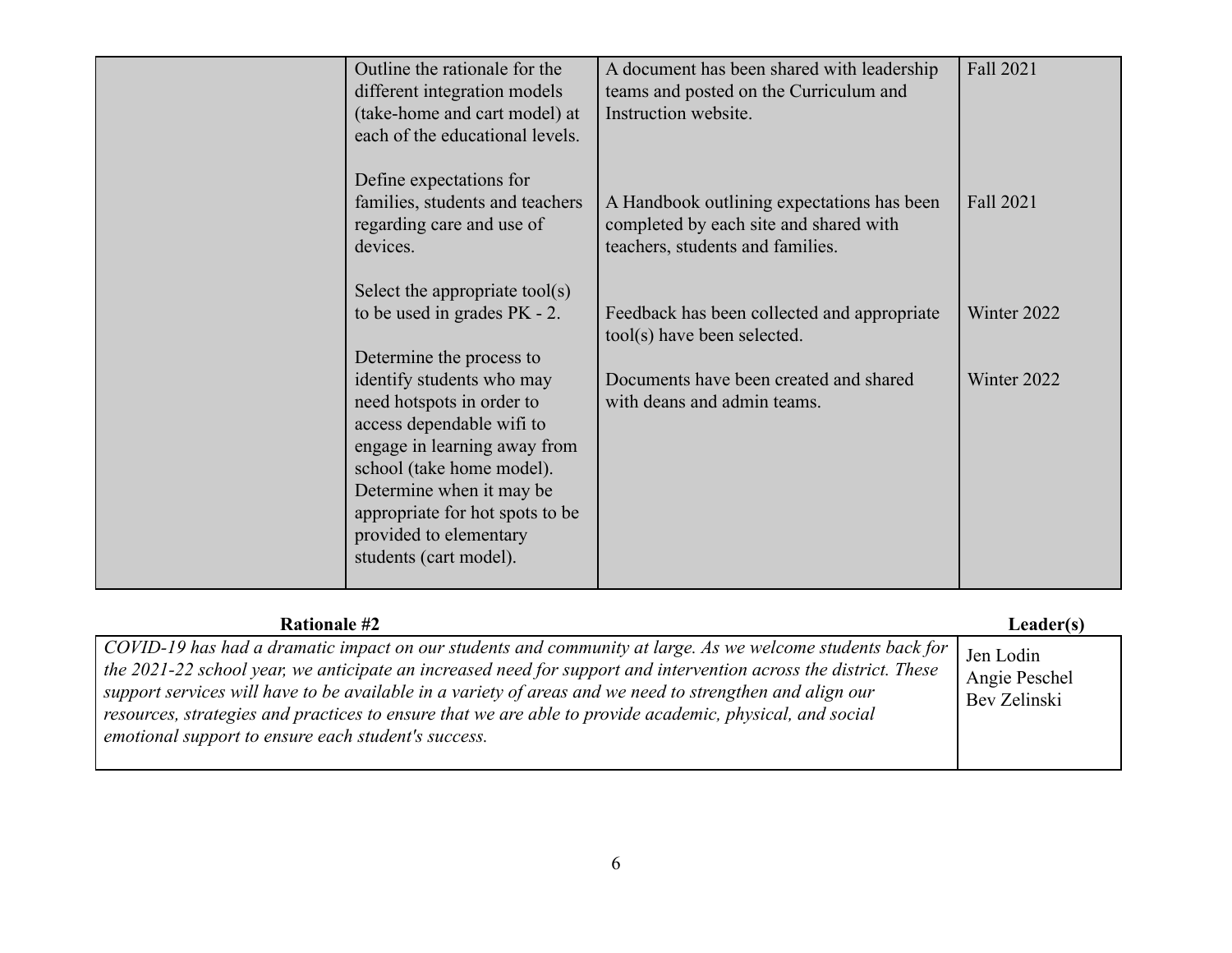| | | | |
|---|---|---|---|
| | Outline the rationale for the different integration models (take-home and cart model) at each of the educational levels.<br><br>Define expectations for families, students and teachers regarding care and use of devices.<br><br>Select the appropriate tool(s) to be used in grades PK - 2.<br><br>Determine the process to identify students who may need hotspots in order to access dependable wifi to engage in learning away from school (take home model). Determine when it may be appropriate for hot spots to be provided to elementary students (cart model). | A document has been shared with leadership teams and posted on the Curriculum and Instruction website.<br><br>A Handbook outlining expectations has been completed by each site and shared with teachers, students and families.<br><br>Feedback has been collected and appropriate tool(s) have been selected.<br><br>Documents have been created and shared with deans and admin teams. | Fall 2021<br><br>Fall 2021<br><br>Winter 2022<br><br>Winter 2022 |

| **Rationale #2** | **Leader(s)** |
|---|---|
| *COVID-19 has had a dramatic impact on our students and community at large. As we welcome students back for the 2021-22 school year, we anticipate an increased need for support and intervention across the district. These support services will have to be available in a variety of areas and we need to strengthen and align our resources, strategies and practices to ensure that we are able to provide academic, physical, and social emotional support to ensure each student's success.* | Jen Lodin<br>Angie Peschel<br>Bev Zelinski |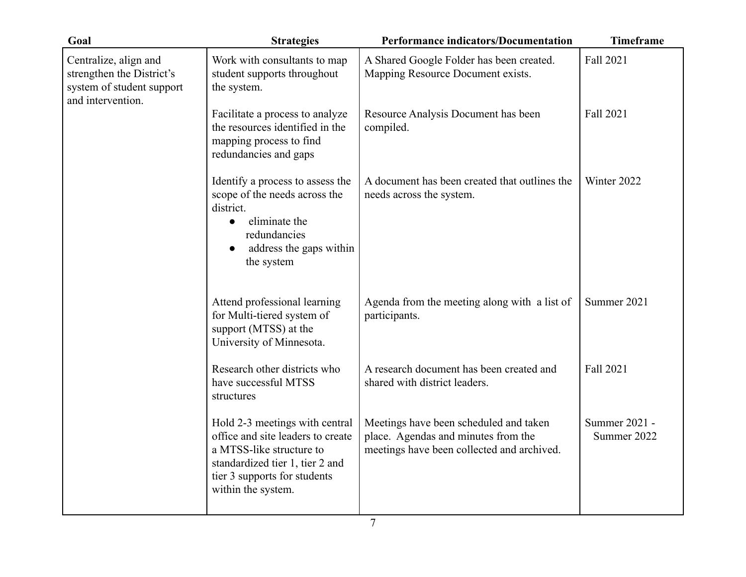| Goal | Strategies | Performance indicators/Documentation | Timeframe |
|---|---|---|---|
| Centralize, align and strengthen the District's system of student support and intervention. | Work with consultants to map student supports throughout the system. | A Shared Google Folder has been created. Mapping Resource Document exists. | Fall 2021 |
| | Facilitate a process to analyze the resources identified in the mapping process to find redundancies and gaps | Resource Analysis Document has been compiled. | Fall 2021 |
| | Identify a process to assess the scope of the needs across the district.<br>● eliminate the redundancies<br>● address the gaps within the system | A document has been created that outlines the needs across the system. | Winter 2022 |
| | Attend professional learning for Multi-tiered system of support (MTSS) at the University of Minnesota. | Agenda from the meeting along with a list of participants. | Summer 2021 |
| | Research other districts who have successful MTSS structures | A research document has been created and shared with district leaders. | Fall 2021 |
| | Hold 2-3 meetings with central office and site leaders to create a MTSS-like structure to standardized tier 1, tier 2 and tier 3 supports for students within the system. | Meetings have been scheduled and taken place. Agendas and minutes from the meetings have been collected and archived. | Summer 2021 - Summer 2022 |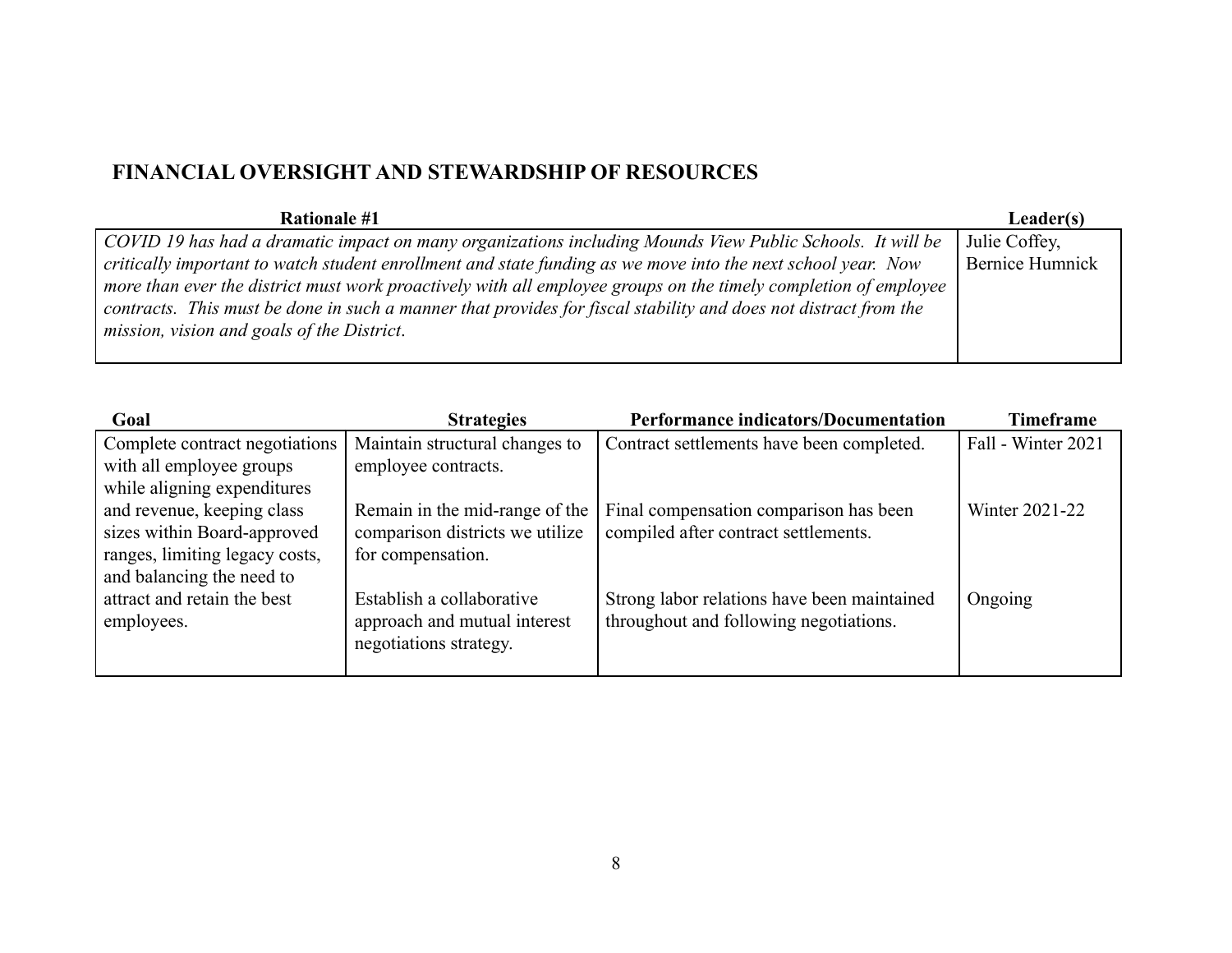## FINANCIAL OVERSIGHT AND STEWARDSHIP OF RESOURCES

| Rationale #1 | Leader(s) |
|---|---|
| *COVID 19 has had a dramatic impact on many organizations including Mounds View Public Schools. It will be critically important to watch student enrollment and state funding as we move into the next school year. Now more than ever the district must work proactively with all employee groups on the timely completion of employee contracts. This must be done in such a manner that provides for fiscal stability and does not distract from the mission, vision and goals of the District*. | Julie Coffey, Bernice Humnick |

| Goal | Strategies | Performance indicators/Documentation | Timeframe |
|---|---|---|---|
| Complete contract negotiations with all employee groups while aligning expenditures and revenue, keeping class sizes within Board-approved ranges, limiting legacy costs, and balancing the need to attract and retain the best employees. | Maintain structural changes to employee contracts. | Contract settlements have been completed. | Fall - Winter 2021 |
| | Remain in the mid-range of the comparison districts we utilize for compensation. | Final compensation comparison has been compiled after contract settlements. | Winter 2021-22 |
| | Establish a collaborative approach and mutual interest negotiations strategy. | Strong labor relations have been maintained throughout and following negotiations. | Ongoing |